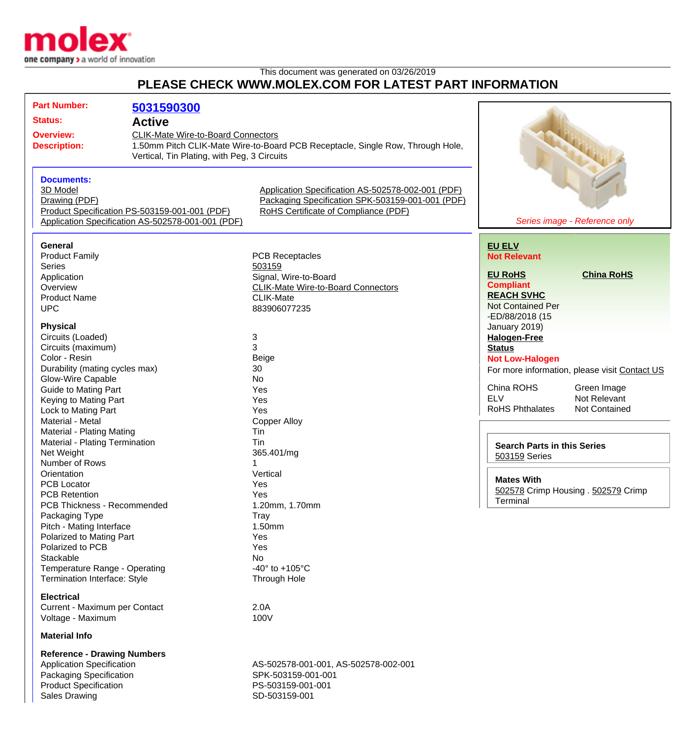This document was generated on 03/26/2019

# PLEASE CHECK WWW.MOLEX.COM FOR LATEST PART INFORMATION

| | |
|---|---|
| **Part Number:** | **5031590300** |
| **Status:** | **Active** |
| **Overview:** | CLIK-Mate Wire-to-Board Connectors |
| **Description:** | 1.50mm Pitch CLIK-Mate Wire-to-Board PCB Receptacle, Single Row, Through Hole, Vertical, Tin Plating, with Peg, 3 Circuits |

*Series image - Reference only*

### Documents:

- 3D Model
- Drawing (PDF)
- Product Specification PS-503159-001-001 (PDF)
- Application Specification AS-502578-001-001 (PDF)
- Application Specification AS-502578-002-001 (PDF)
- Packaging Specification SPK-503159-001-001 (PDF)
- RoHS Certificate of Compliance (PDF)

### General

| | |
|---|---|
| Product Family | PCB Receptacles |
| Series | 503159 |
| Application | Signal, Wire-to-Board |
| Overview | CLIK-Mate Wire-to-Board Connectors |
| Product Name | CLIK-Mate |
| UPC | 883906077235 |

### Physical

| | |
|---|---|
| Circuits (Loaded) | 3 |
| Circuits (maximum) | 3 |
| Color - Resin | Beige |
| Durability (mating cycles max) | 30 |
| Glow-Wire Capable | No |
| Guide to Mating Part | Yes |
| Keying to Mating Part | Yes |
| Lock to Mating Part | Yes |
| Material - Metal | Copper Alloy |
| Material - Plating Mating | Tin |
| Material - Plating Termination | Tin |
| Net Weight | 365.401/mg |
| Number of Rows | 1 |
| Orientation | Vertical |
| PCB Locator | Yes |
| PCB Retention | Yes |
| PCB Thickness - Recommended | 1.20mm, 1.70mm |
| Packaging Type | Tray |
| Pitch - Mating Interface | 1.50mm |
| Polarized to Mating Part | Yes |
| Polarized to PCB | Yes |
| Stackable | No |
| Temperature Range - Operating | -40° to +105°C |
| Termination Interface: Style | Through Hole |

### Electrical

| | |
|---|---|
| Current - Maximum per Contact | 2.0A |
| Voltage - Maximum | 100V |

### Material Info

### Reference - Drawing Numbers

| | |
|---|---|
| Application Specification | AS-502578-001-001, AS-502578-002-001 |
| Packaging Specification | SPK-503159-001-001 |
| Product Specification | PS-503159-001-001 |
| Sales Drawing | SD-503159-001 |

**EU ELV**
**Not Relevant**

**EU RoHS** | **China RoHS**
**Compliant**

**REACH SVHC**
Not Contained Per -ED/88/2018 (15 January 2019)

**Halogen-Free Status**
**Not Low-Halogen**

For more information, please visit Contact US

| | |
|---|---|
| China ROHS | Green Image |
| ELV | Not Relevant |
| RoHS Phthalates | Not Contained |

**Search Parts in this Series**
503159 Series

**Mates With**
502578 Crimp Housing . 502579 Crimp Terminal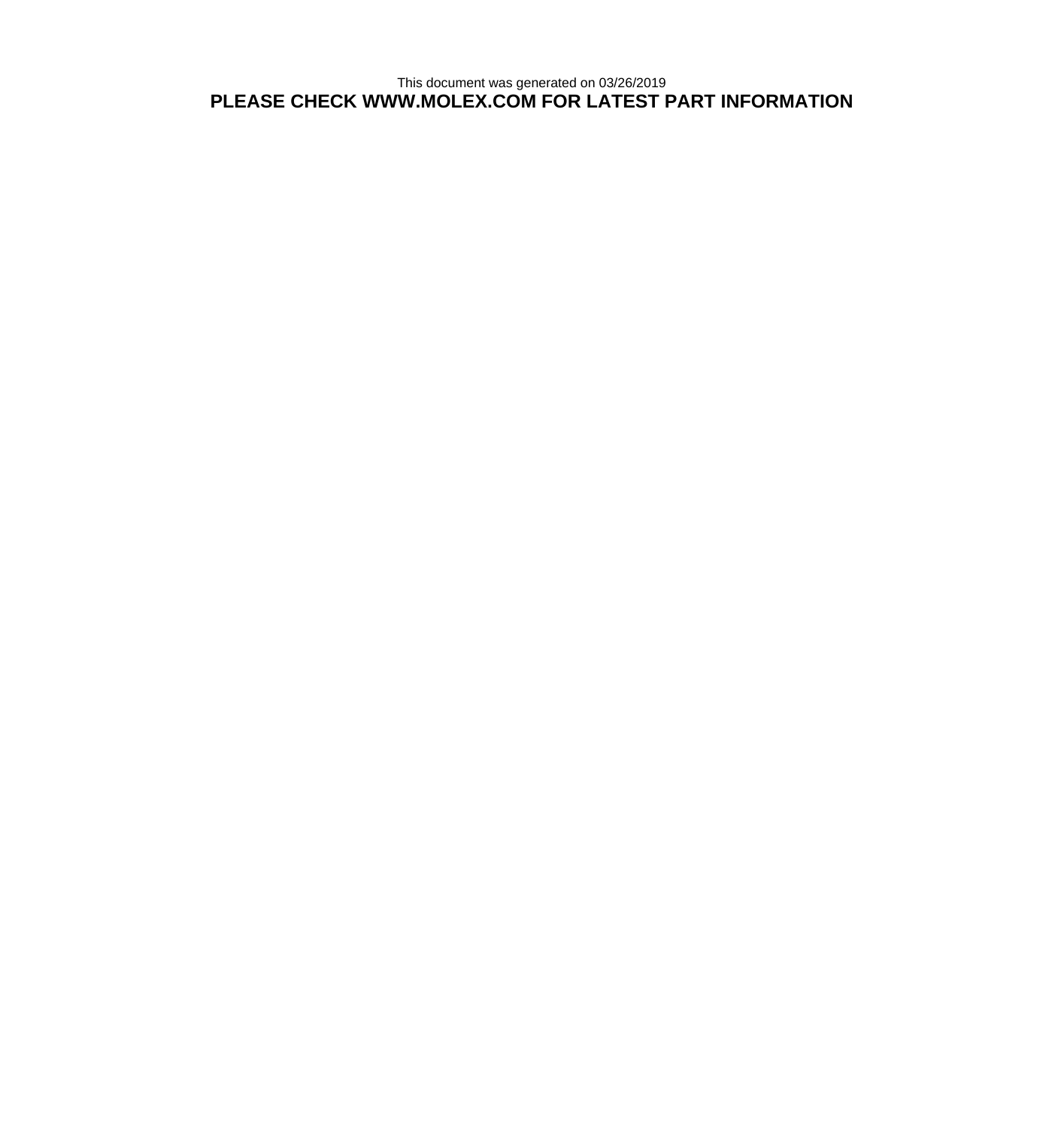This document was generated on 03/26/2019

**PLEASE CHECK WWW.MOLEX.COM FOR LATEST PART INFORMATION**